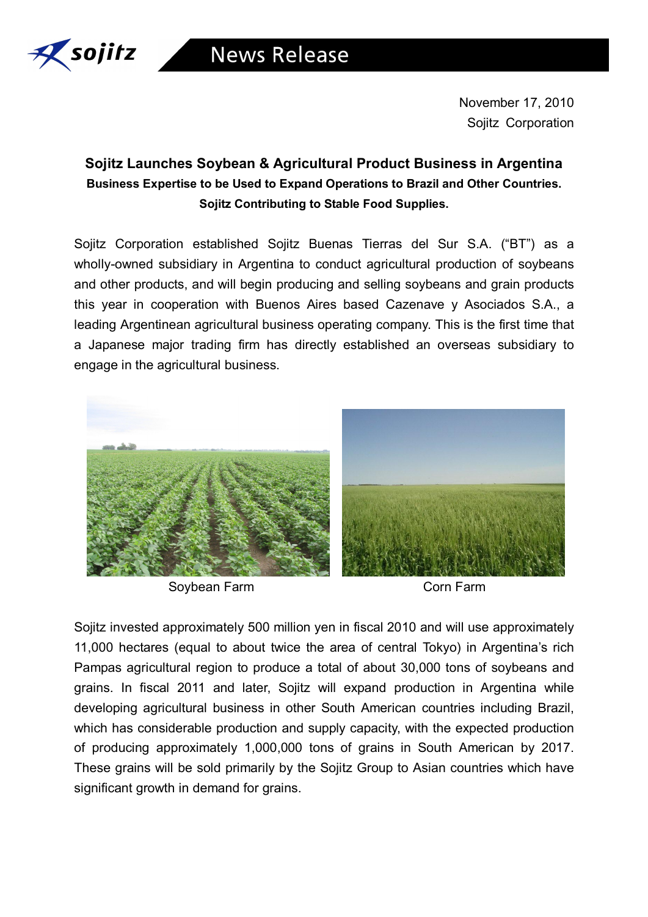News Release

November 17, 2010
Sojitz Corporation

# Sojitz Launches Soybean & Agricultural Product Business in Argentina

**Business Expertise to be Used to Expand Operations to Brazil and Other Countries.**

**Sojitz Contributing to Stable Food Supplies.**

Sojitz Corporation established Sojitz Buenas Tierras del Sur S.A. ("BT") as a wholly-owned subsidiary in Argentina to conduct agricultural production of soybeans and other products, and will begin producing and selling soybeans and grain products this year in cooperation with Buenos Aires based Cazenave y Asociados S.A., a leading Argentinean agricultural business operating company. This is the first time that a Japanese major trading firm has directly established an overseas subsidiary to engage in the agricultural business.

Soybean Farm

Corn Farm

Sojitz invested approximately 500 million yen in fiscal 2010 and will use approximately 11,000 hectares (equal to about twice the area of central Tokyo) in Argentina's rich Pampas agricultural region to produce a total of about 30,000 tons of soybeans and grains. In fiscal 2011 and later, Sojitz will expand production in Argentina while developing agricultural business in other South American countries including Brazil, which has considerable production and supply capacity, with the expected production of producing approximately 1,000,000 tons of grains in South American by 2017. These grains will be sold primarily by the Sojitz Group to Asian countries which have significant growth in demand for grains.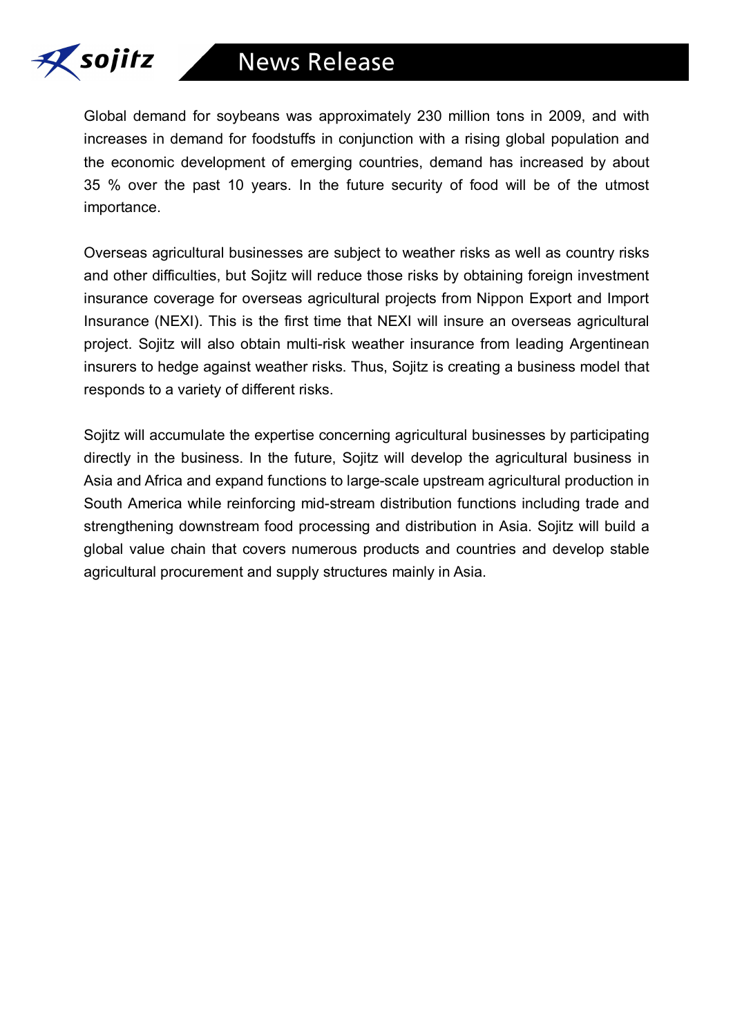Global demand for soybeans was approximately 230 million tons in 2009, and with increases in demand for foodstuffs in conjunction with a rising global population and the economic development of emerging countries, demand has increased by about 35 % over the past 10 years. In the future security of food will be of the utmost importance.

Overseas agricultural businesses are subject to weather risks as well as country risks and other difficulties, but Sojitz will reduce those risks by obtaining foreign investment insurance coverage for overseas agricultural projects from Nippon Export and Import Insurance (NEXI). This is the first time that NEXI will insure an overseas agricultural project. Sojitz will also obtain multi-risk weather insurance from leading Argentinean insurers to hedge against weather risks. Thus, Sojitz is creating a business model that responds to a variety of different risks.

Sojitz will accumulate the expertise concerning agricultural businesses by participating directly in the business. In the future, Sojitz will develop the agricultural business in Asia and Africa and expand functions to large-scale upstream agricultural production in South America while reinforcing mid-stream distribution functions including trade and strengthening downstream food processing and distribution in Asia. Sojitz will build a global value chain that covers numerous products and countries and develop stable agricultural procurement and supply structures mainly in Asia.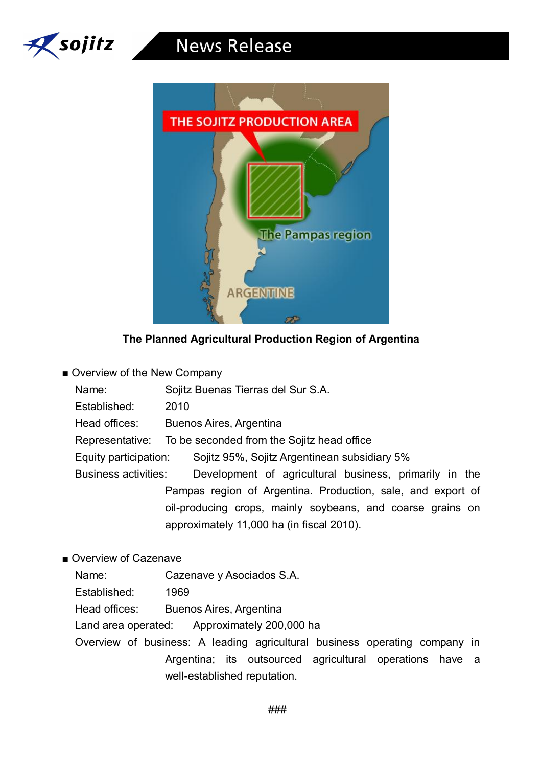THE SOJITZ PRODUCTION AREA

The Pampas region

ARGENTINE

**The Planned Agricultural Production Region of Argentina**

■ Overview of the New Company

Name: Sojitz Buenas Tierras del Sur S.A.
Established: 2010
Head offices: Buenos Aires, Argentina
Representative: To be seconded from the Sojitz head office
Equity participation: Sojitz 95%, Sojitz Argentinean subsidiary 5%
Business activities: Development of agricultural business, primarily in the Pampas region of Argentina. Production, sale, and export of oil-producing crops, mainly soybeans, and coarse grains on approximately 11,000 ha (in fiscal 2010).

■ Overview of Cazenave

Name: Cazenave y Asociados S.A.
Established: 1969
Head offices: Buenos Aires, Argentina
Land area operated: Approximately 200,000 ha
Overview of business: A leading agricultural business operating company in Argentina; its outsourced agricultural operations have a well-established reputation.

###